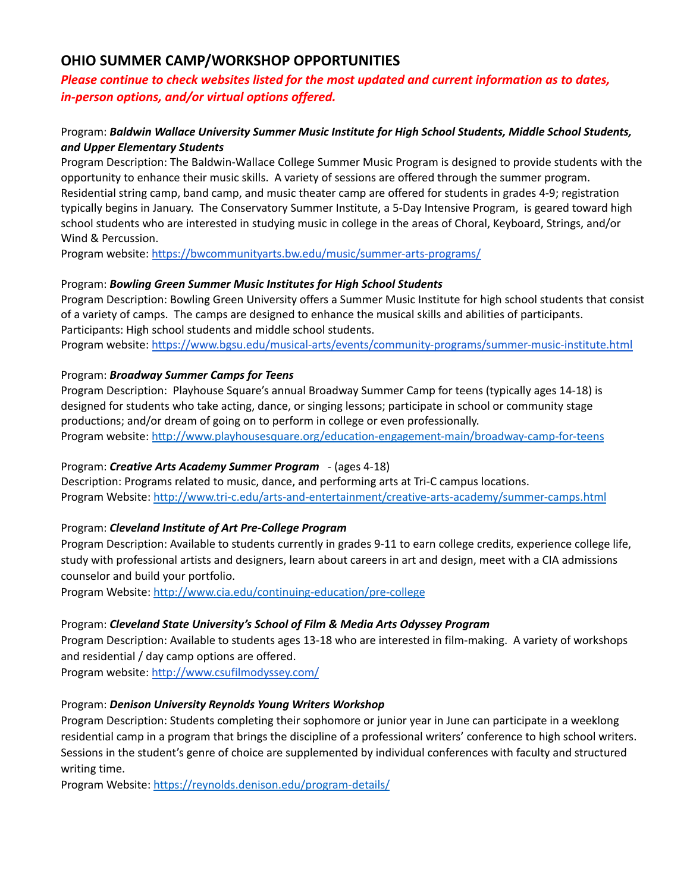## OHIO SUMMER CAMP/WORKSHOP OPPORTUNITIES

***Please continue to check websites listed for the most updated and current information as to dates, in-person options, and/or virtual options offered.***

Program: ***Baldwin Wallace University Summer Music Institute for High School Students, Middle School Students, and Upper Elementary Students***
Program Description: The Baldwin-Wallace College Summer Music Program is designed to provide students with the opportunity to enhance their music skills. A variety of sessions are offered through the summer program. Residential string camp, band camp, and music theater camp are offered for students in grades 4-9; registration typically begins in January. The Conservatory Summer Institute, a 5-Day Intensive Program, is geared toward high school students who are interested in studying music in college in the areas of Choral, Keyboard, Strings, and/or Wind & Percussion.
Program website: https://bwcommunityarts.bw.edu/music/summer-arts-programs/

Program: ***Bowling Green Summer Music Institutes for High School Students***
Program Description: Bowling Green University offers a Summer Music Institute for high school students that consist of a variety of camps. The camps are designed to enhance the musical skills and abilities of participants.
Participants: High school students and middle school students.
Program website: https://www.bgsu.edu/musical-arts/events/community-programs/summer-music-institute.html

Program: ***Broadway Summer Camps for Teens***
Program Description: Playhouse Square's annual Broadway Summer Camp for teens (typically ages 14-18) is designed for students who take acting, dance, or singing lessons; participate in school or community stage productions; and/or dream of going on to perform in college or even professionally.
Program website: http://www.playhousesquare.org/education-engagement-main/broadway-camp-for-teens

Program: ***Creative Arts Academy Summer Program*** - (ages 4-18)
Description: Programs related to music, dance, and performing arts at Tri-C campus locations.
Program Website: http://www.tri-c.edu/arts-and-entertainment/creative-arts-academy/summer-camps.html

Program: ***Cleveland Institute of Art Pre-College Program***
Program Description: Available to students currently in grades 9-11 to earn college credits, experience college life, study with professional artists and designers, learn about careers in art and design, meet with a CIA admissions counselor and build your portfolio.
Program Website: http://www.cia.edu/continuing-education/pre-college

Program: ***Cleveland State University's School of Film & Media Arts Odyssey Program***
Program Description: Available to students ages 13-18 who are interested in film-making. A variety of workshops and residential / day camp options are offered.
Program website: http://www.csufilmodyssey.com/

Program: ***Denison University Reynolds Young Writers Workshop***
Program Description: Students completing their sophomore or junior year in June can participate in a weeklong residential camp in a program that brings the discipline of a professional writers' conference to high school writers. Sessions in the student's genre of choice are supplemented by individual conferences with faculty and structured writing time.
Program Website: https://reynolds.denison.edu/program-details/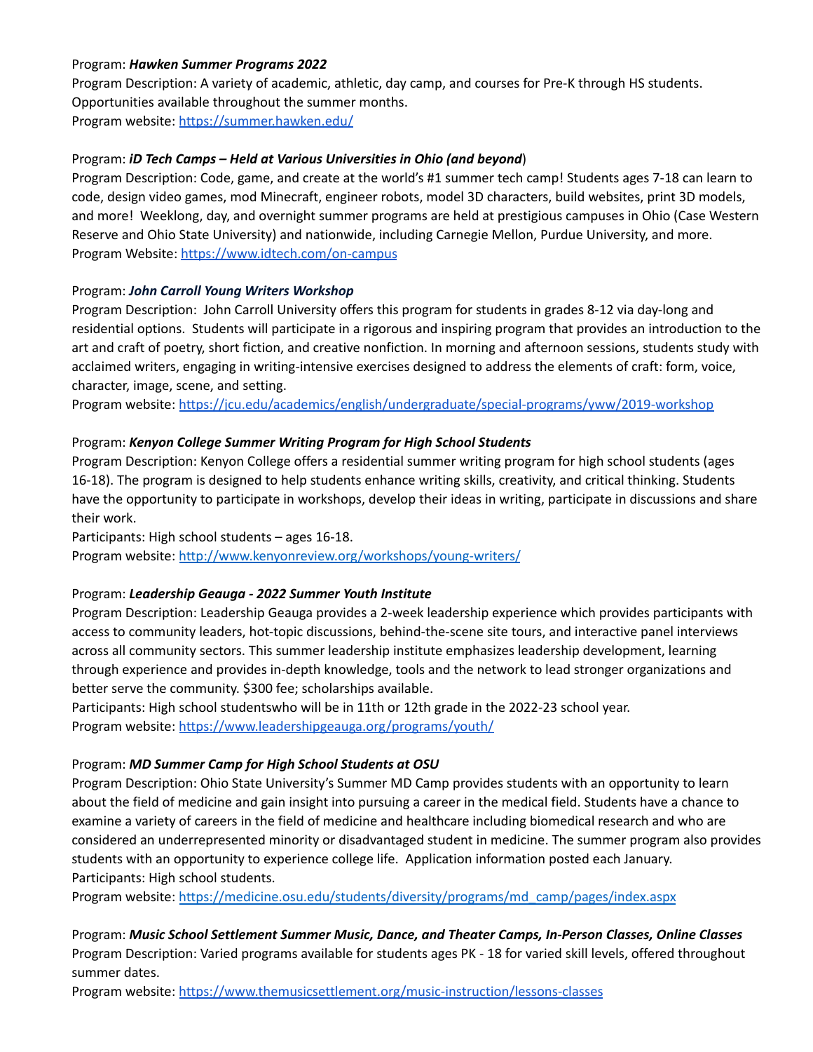Program: ***Hawken Summer Programs 2022***
Program Description: A variety of academic, athletic, day camp, and courses for Pre-K through HS students. Opportunities available throughout the summer months.
Program website: [https://summer.hawken.edu/](https://summer.hawken.edu/)

Program: ***iD Tech Camps – Held at Various Universities in Ohio (and beyond***)
Program Description: Code, game, and create at the world's #1 summer tech camp! Students ages 7-18 can learn to code, design video games, mod Minecraft, engineer robots, model 3D characters, build websites, print 3D models, and more! Weeklong, day, and overnight summer programs are held at prestigious campuses in Ohio (Case Western Reserve and Ohio State University) and nationwide, including Carnegie Mellon, Purdue University, and more.
Program Website: [https://www.idtech.com/on-campus](https://www.idtech.com/on-campus)

Program: ***John Carroll Young Writers Workshop***
Program Description: John Carroll University offers this program for students in grades 8-12 via day-long and residential options. Students will participate in a rigorous and inspiring program that provides an introduction to the art and craft of poetry, short fiction, and creative nonfiction. In morning and afternoon sessions, students study with acclaimed writers, engaging in writing-intensive exercises designed to address the elements of craft: form, voice, character, image, scene, and setting.
Program website: [https://jcu.edu/academics/english/undergraduate/special-programs/yww/2019-workshop](https://jcu.edu/academics/english/undergraduate/special-programs/yww/2019-workshop)

Program: ***Kenyon College Summer Writing Program for High School Students***
Program Description: Kenyon College offers a residential summer writing program for high school students (ages 16-18). The program is designed to help students enhance writing skills, creativity, and critical thinking. Students have the opportunity to participate in workshops, develop their ideas in writing, participate in discussions and share their work.
Participants: High school students – ages 16-18.
Program website: [http://www.kenyonreview.org/workshops/young-writers/](http://www.kenyonreview.org/workshops/young-writers/)

Program: ***Leadership Geauga - 2022 Summer Youth Institute***
Program Description: Leadership Geauga provides a 2-week leadership experience which provides participants with access to community leaders, hot-topic discussions, behind-the-scene site tours, and interactive panel interviews across all community sectors. This summer leadership institute emphasizes leadership development, learning through experience and provides in-depth knowledge, tools and the network to lead stronger organizations and better serve the community. $300 fee; scholarships available.
Participants: High school studentswho will be in 11th or 12th grade in the 2022-23 school year.
Program website: [https://www.leadershipgeauga.org/programs/youth/](https://www.leadershipgeauga.org/programs/youth/)

Program: ***MD Summer Camp for High School Students at OSU***
Program Description: Ohio State University's Summer MD Camp provides students with an opportunity to learn about the field of medicine and gain insight into pursuing a career in the medical field. Students have a chance to examine a variety of careers in the field of medicine and healthcare including biomedical research and who are considered an underrepresented minority or disadvantaged student in medicine. The summer program also provides students with an opportunity to experience college life. Application information posted each January.
Participants: High school students.
Program website: [https://medicine.osu.edu/students/diversity/programs/md_camp/pages/index.aspx](https://medicine.osu.edu/students/diversity/programs/md_camp/pages/index.aspx)

Program: ***Music School Settlement Summer Music, Dance, and Theater Camps, In-Person Classes, Online Classes***
Program Description: Varied programs available for students ages PK - 18 for varied skill levels, offered throughout summer dates.
Program website: [https://www.themusicsettlement.org/music-instruction/lessons-classes](https://www.themusicsettlement.org/music-instruction/lessons-classes)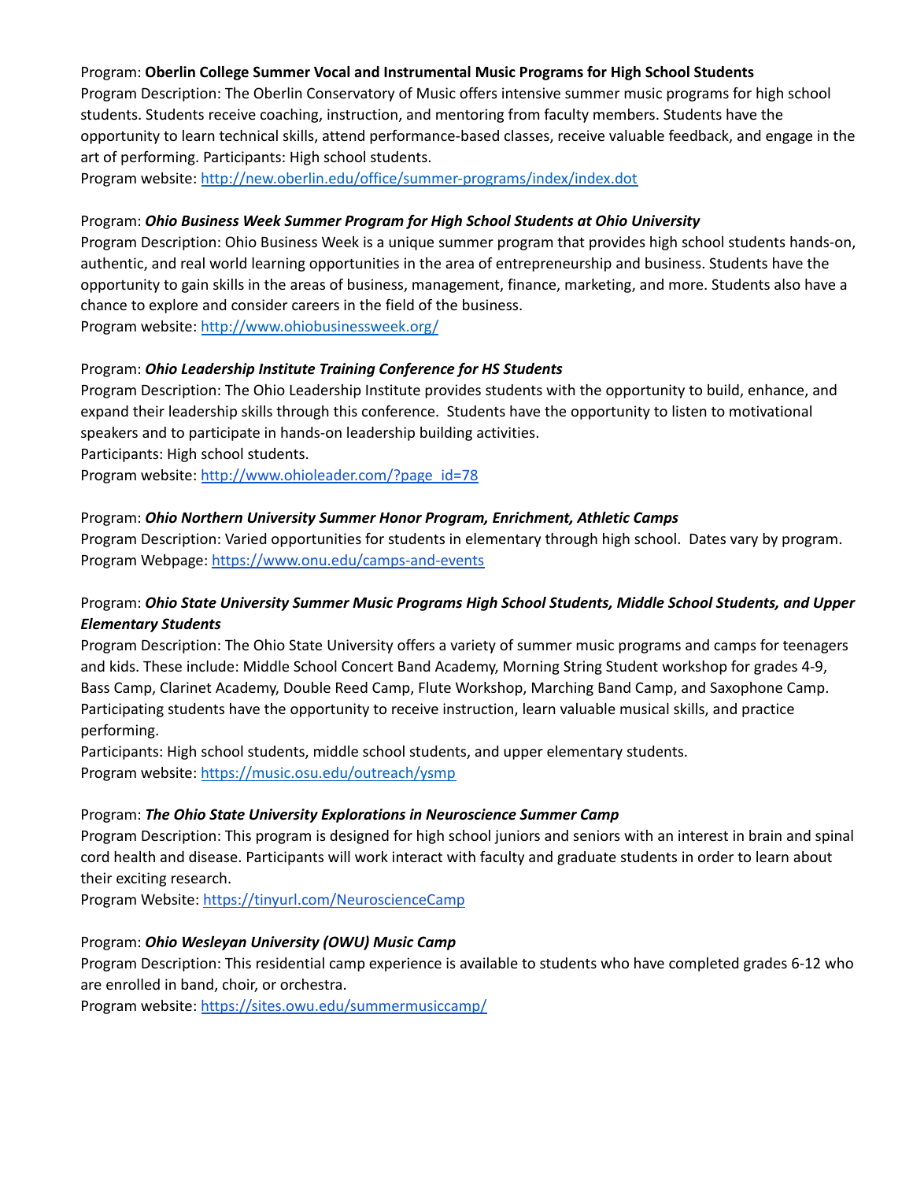Program: **Oberlin College Summer Vocal and Instrumental Music Programs for High School Students**
Program Description: The Oberlin Conservatory of Music offers intensive summer music programs for high school students. Students receive coaching, instruction, and mentoring from faculty members. Students have the opportunity to learn technical skills, attend performance-based classes, receive valuable feedback, and engage in the art of performing. Participants: High school students.
Program website: [http://new.oberlin.edu/office/summer-programs/index/index.dot](http://new.oberlin.edu/office/summer-programs/index/index.dot)

Program: ***Ohio Business Week Summer Program for High School Students at Ohio University***
Program Description: Ohio Business Week is a unique summer program that provides high school students hands-on, authentic, and real world learning opportunities in the area of entrepreneurship and business. Students have the opportunity to gain skills in the areas of business, management, finance, marketing, and more. Students also have a chance to explore and consider careers in the field of the business.
Program website: [http://www.ohiobusinessweek.org/](http://www.ohiobusinessweek.org/)

Program: ***Ohio Leadership Institute Training Conference for HS Students***
Program Description: The Ohio Leadership Institute provides students with the opportunity to build, enhance, and expand their leadership skills through this conference. Students have the opportunity to listen to motivational speakers and to participate in hands-on leadership building activities.
Participants: High school students.
Program website: [http://www.ohioleader.com/?page_id=78](http://www.ohioleader.com/?page_id=78)

Program: ***Ohio Northern University Summer Honor Program, Enrichment, Athletic Camps***
Program Description: Varied opportunities for students in elementary through high school. Dates vary by program.
Program Webpage: [https://www.onu.edu/camps-and-events](https://www.onu.edu/camps-and-events)

Program: ***Ohio State University Summer Music Programs High School Students, Middle School Students, and Upper Elementary Students***
Program Description: The Ohio State University offers a variety of summer music programs and camps for teenagers and kids. These include: Middle School Concert Band Academy, Morning String Student workshop for grades 4-9, Bass Camp, Clarinet Academy, Double Reed Camp, Flute Workshop, Marching Band Camp, and Saxophone Camp. Participating students have the opportunity to receive instruction, learn valuable musical skills, and practice performing.
Participants: High school students, middle school students, and upper elementary students.
Program website: [https://music.osu.edu/outreach/ysmp](https://music.osu.edu/outreach/ysmp)

Program: ***The Ohio State University Explorations in Neuroscience Summer Camp***
Program Description: This program is designed for high school juniors and seniors with an interest in brain and spinal cord health and disease. Participants will work interact with faculty and graduate students in order to learn about their exciting research.
Program Website: [https://tinyurl.com/NeuroscienceCamp](https://tinyurl.com/NeuroscienceCamp)

Program: ***Ohio Wesleyan University (OWU) Music Camp***
Program Description: This residential camp experience is available to students who have completed grades 6-12 who are enrolled in band, choir, or orchestra.
Program website: [https://sites.owu.edu/summermusiccamp/](https://sites.owu.edu/summermusiccamp/)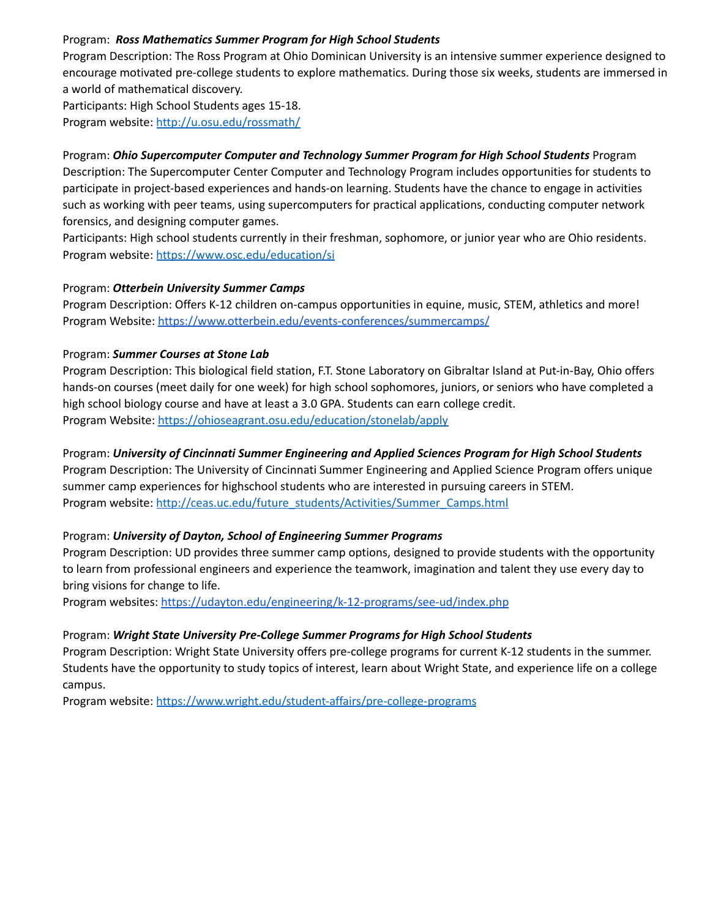Program: ***Ross Mathematics Summer Program for High School Students***
Program Description: The Ross Program at Ohio Dominican University is an intensive summer experience designed to encourage motivated pre-college students to explore mathematics. During those six weeks, students are immersed in a world of mathematical discovery.
Participants: High School Students ages 15-18.
Program website: [http://u.osu.edu/rossmath/](http://u.osu.edu/rossmath/)

Program: ***Ohio Supercomputer Computer and Technology Summer Program for High School Students*** Program Description: The Supercomputer Center Computer and Technology Program includes opportunities for students to participate in project-based experiences and hands-on learning. Students have the chance to engage in activities such as working with peer teams, using supercomputers for practical applications, conducting computer network forensics, and designing computer games.
Participants: High school students currently in their freshman, sophomore, or junior year who are Ohio residents.
Program website: [https://www.osc.edu/education/si](https://www.osc.edu/education/si)

Program: ***Otterbein University Summer Camps***
Program Description: Offers K-12 children on-campus opportunities in equine, music, STEM, athletics and more!
Program Website: [https://www.otterbein.edu/events-conferences/summercamps/](https://www.otterbein.edu/events-conferences/summercamps/)

Program: ***Summer Courses at Stone Lab***
Program Description: This biological field station, F.T. Stone Laboratory on Gibraltar Island at Put-in-Bay, Ohio offers hands-on courses (meet daily for one week) for high school sophomores, juniors, or seniors who have completed a high school biology course and have at least a 3.0 GPA. Students can earn college credit.
Program Website: [https://ohioseagrant.osu.edu/education/stonelab/apply](https://ohioseagrant.osu.edu/education/stonelab/apply)

Program: ***University of Cincinnati Summer Engineering and Applied Sciences Program for High School Students***
Program Description: The University of Cincinnati Summer Engineering and Applied Science Program offers unique summer camp experiences for highschool students who are interested in pursuing careers in STEM.
Program website: [http://ceas.uc.edu/future_students/Activities/Summer_Camps.html](http://ceas.uc.edu/future_students/Activities/Summer_Camps.html)

Program: ***University of Dayton, School of Engineering Summer Programs***
Program Description: UD provides three summer camp options, designed to provide students with the opportunity to learn from professional engineers and experience the teamwork, imagination and talent they use every day to bring visions for change to life.
Program websites: [https://udayton.edu/engineering/k-12-programs/see-ud/index.php](https://udayton.edu/engineering/k-12-programs/see-ud/index.php)

Program: ***Wright State University Pre-College Summer Programs for High School Students***
Program Description: Wright State University offers pre-college programs for current K-12 students in the summer. Students have the opportunity to study topics of interest, learn about Wright State, and experience life on a college campus.
Program website: [https://www.wright.edu/student-affairs/pre-college-programs](https://www.wright.edu/student-affairs/pre-college-programs)